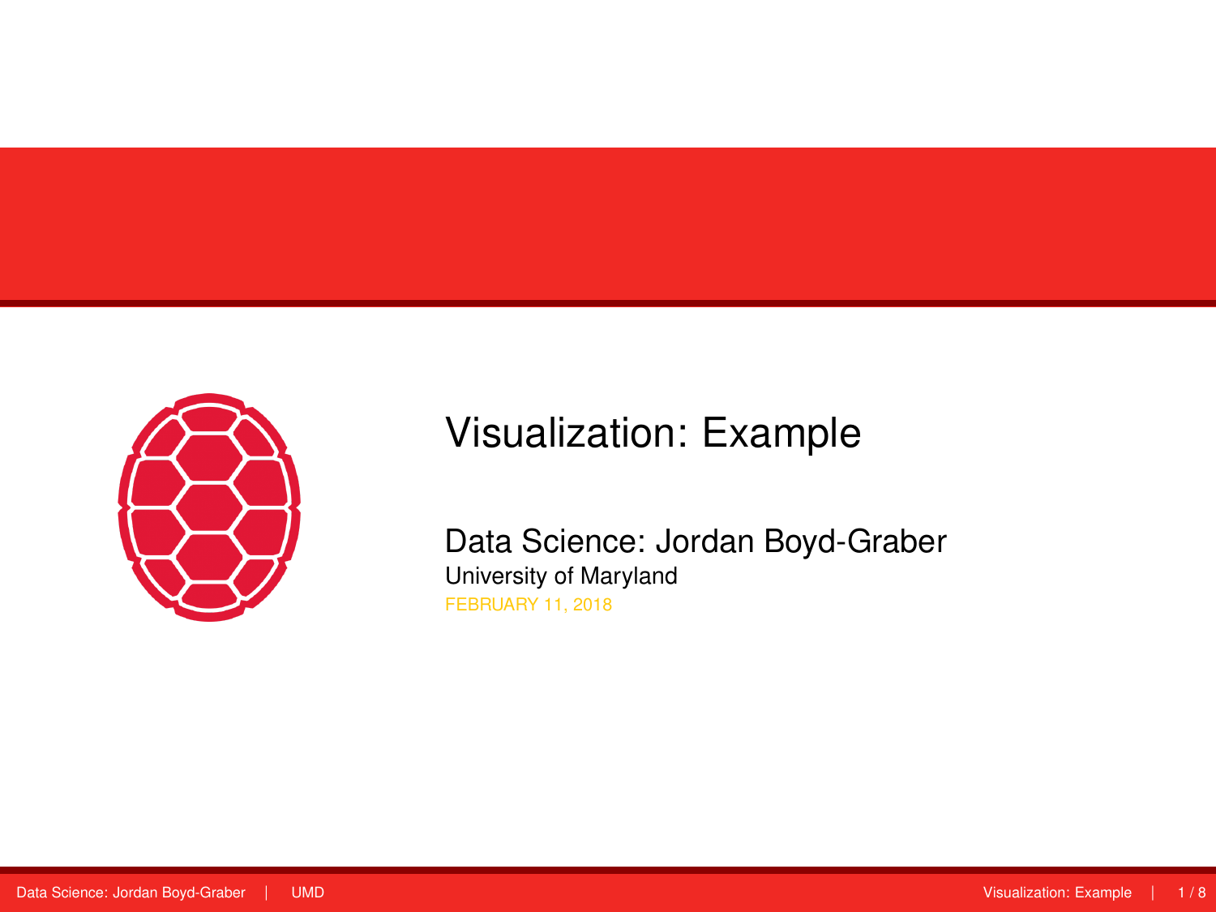# Visualization: Example

Data Science: Jordan Boyd-Graber

University of Maryland

FEBRUARY 11, 2018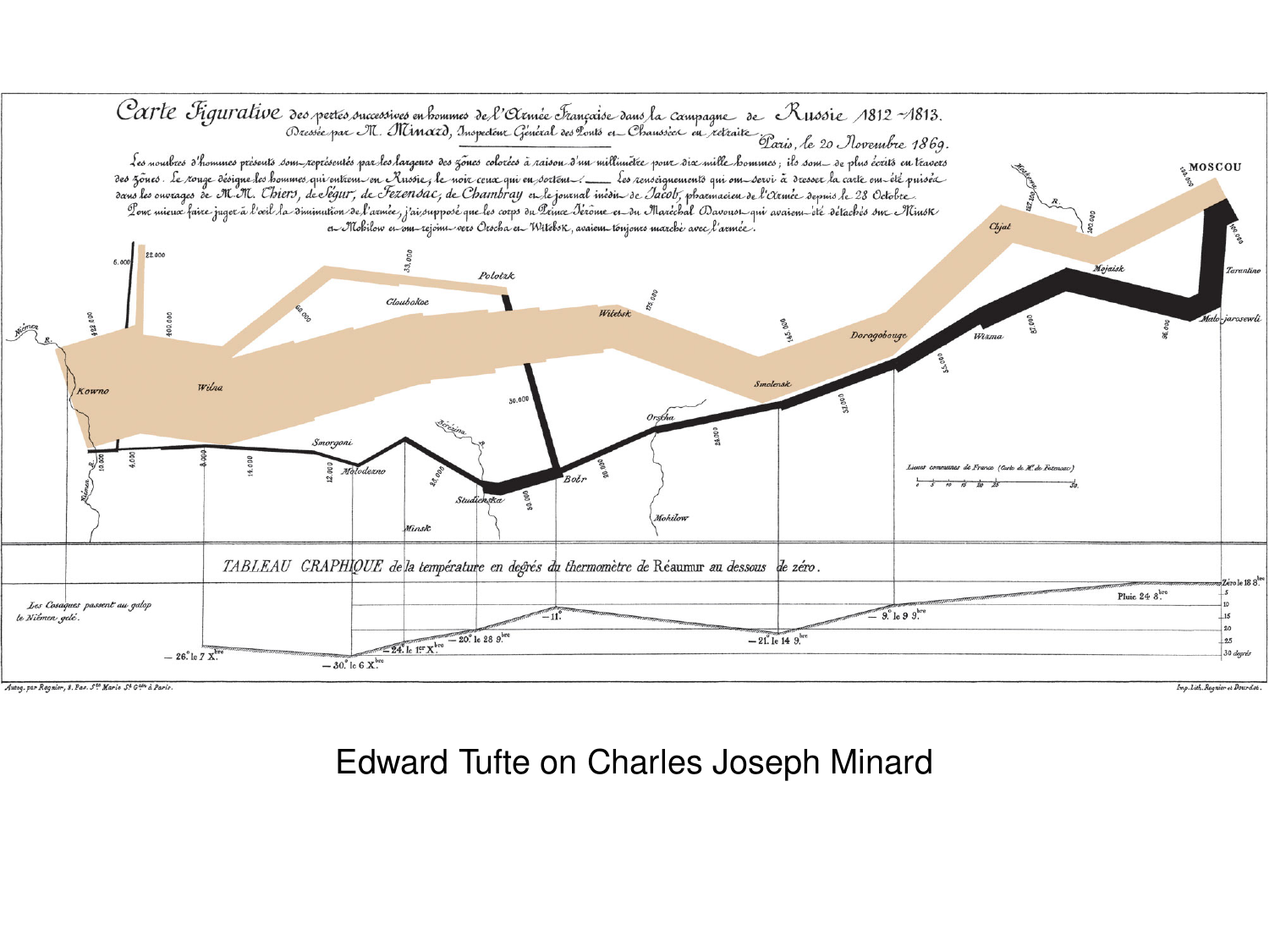Edward Tufte on Charles Joseph Minard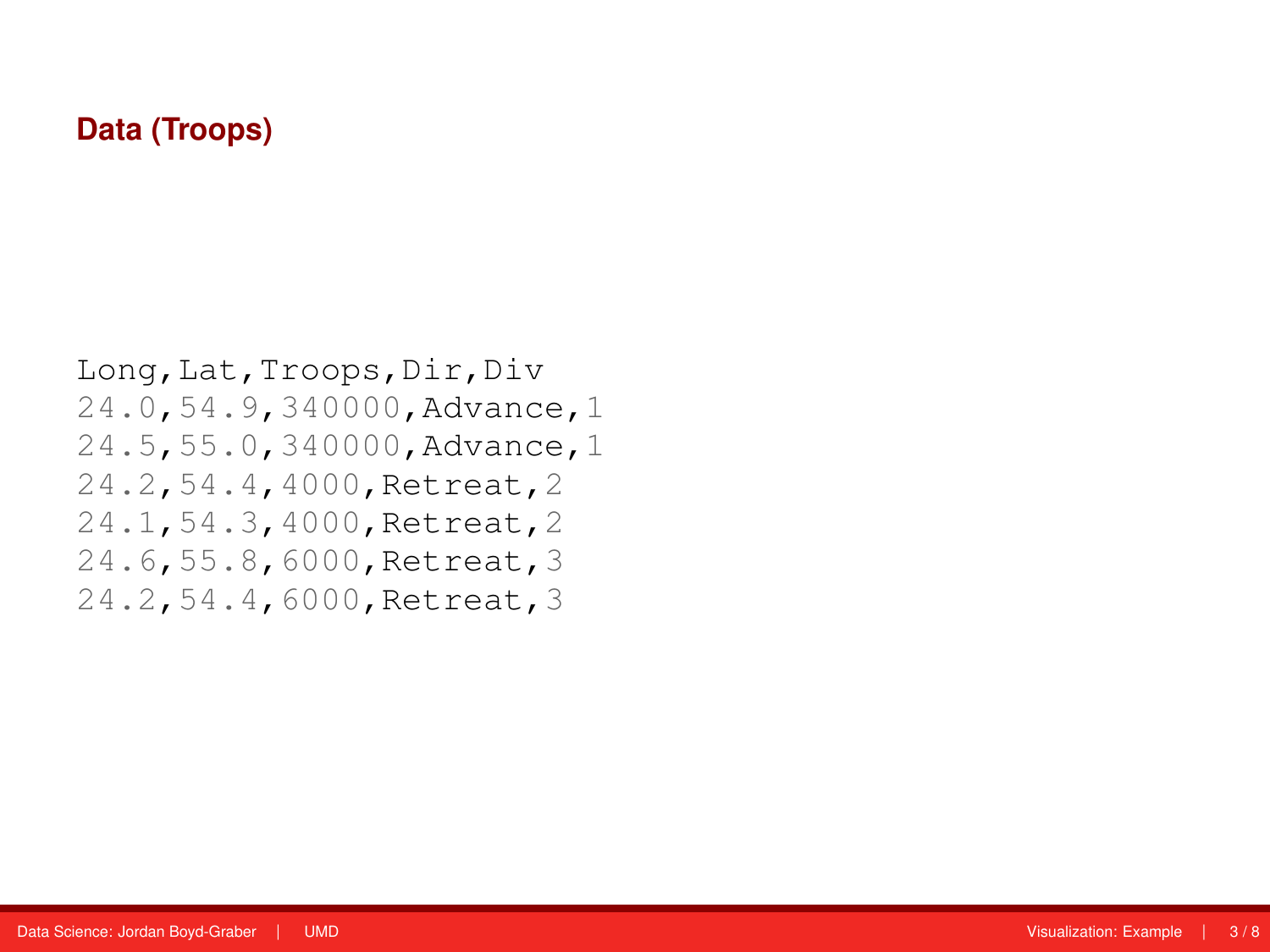## Data (Troops)

```
Long,Lat,Troops,Dir,Div
24.0,54.9,340000,Advance,1
24.5,55.0,340000,Advance,1
24.2,54.4,4000,Retreat,2
24.1,54.3,4000,Retreat,2
24.6,55.8,6000,Retreat,3
24.2,54.4,6000,Retreat,3
```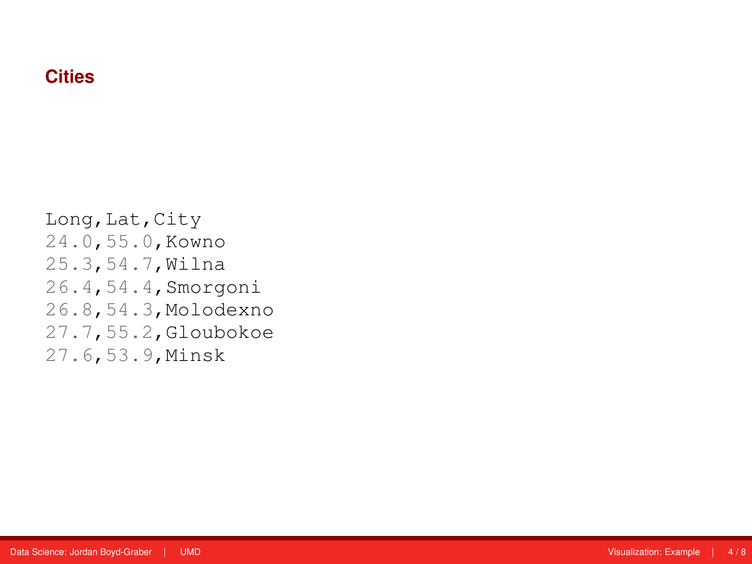## Cities

```
Long,Lat,City
24.0,55.0,Kowno
25.3,54.7,Wilna
26.4,54.4,Smorgoni
26.8,54.3,Molodexno
27.7,55.2,Gloubokoe
27.6,53.9,Minsk
```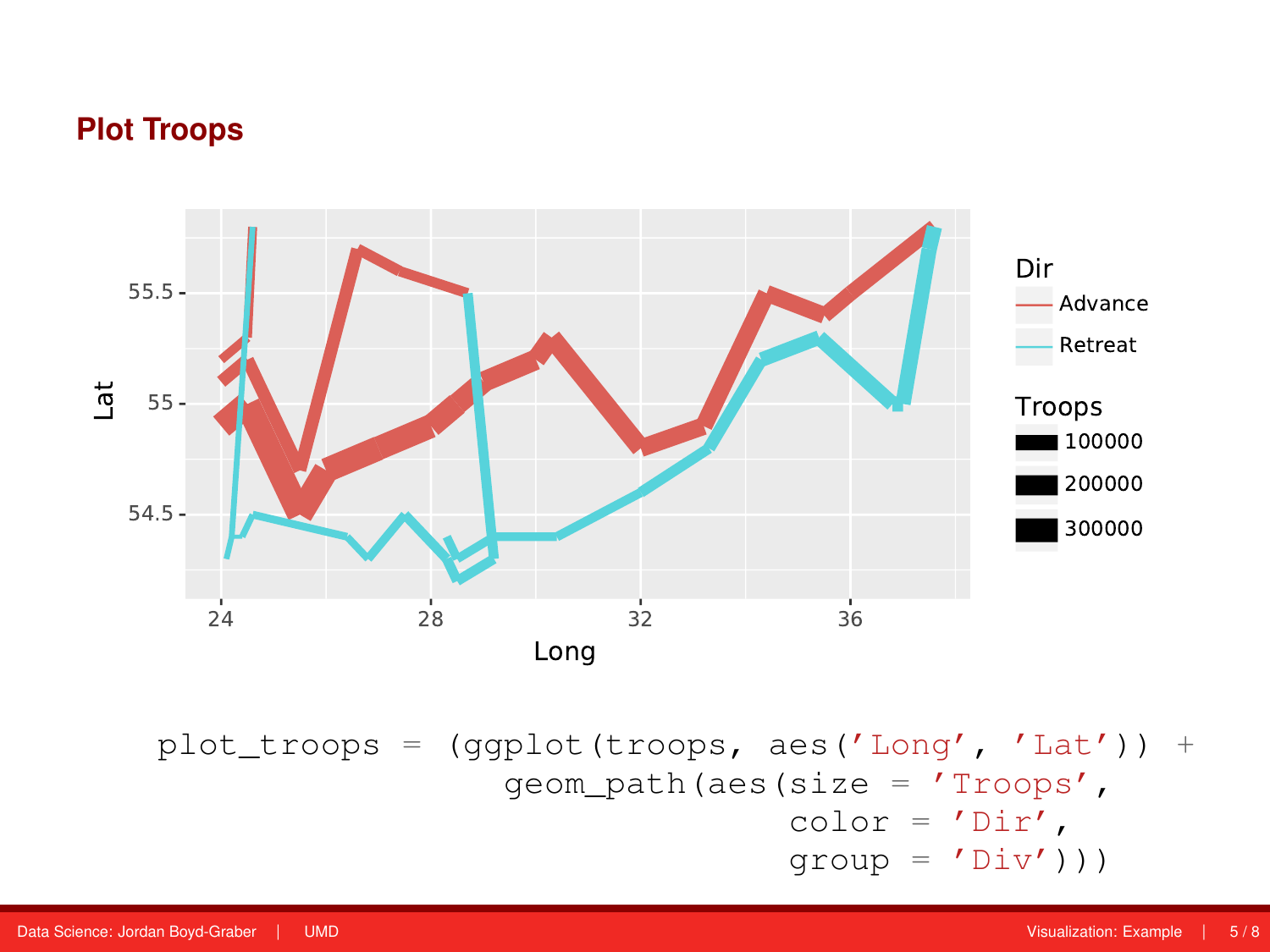## Plot Troops

```
plot_troops = (ggplot(troops, aes('Long', 'Lat')) +
               geom_path(aes(size = 'Troops',
                             color = 'Dir',
                             group = 'Div')))
```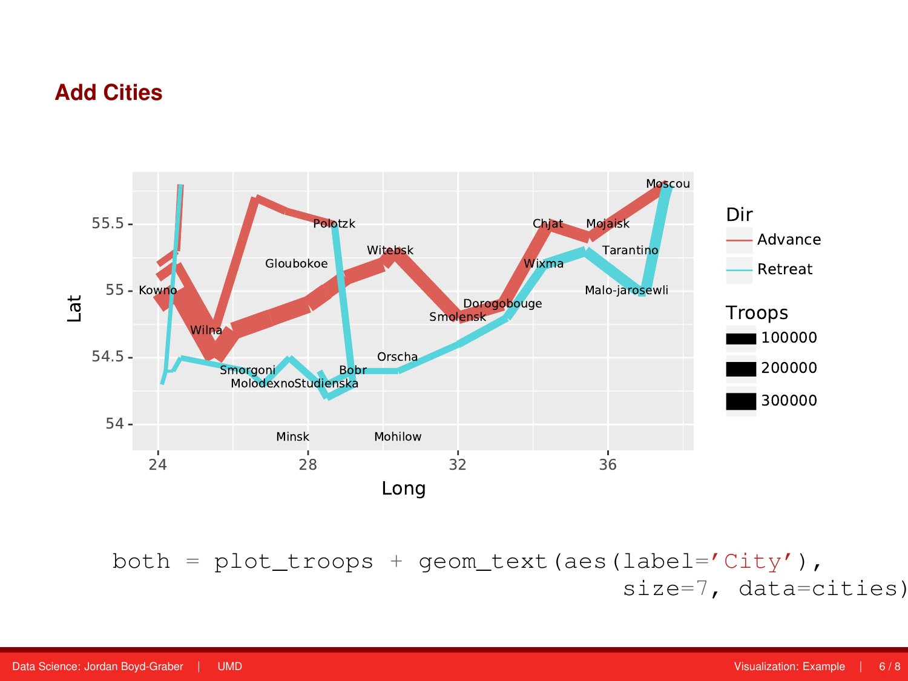## Add Cities

```
both = plot_troops + geom_text(aes(label='City'),
                               size=7, data=cities)
```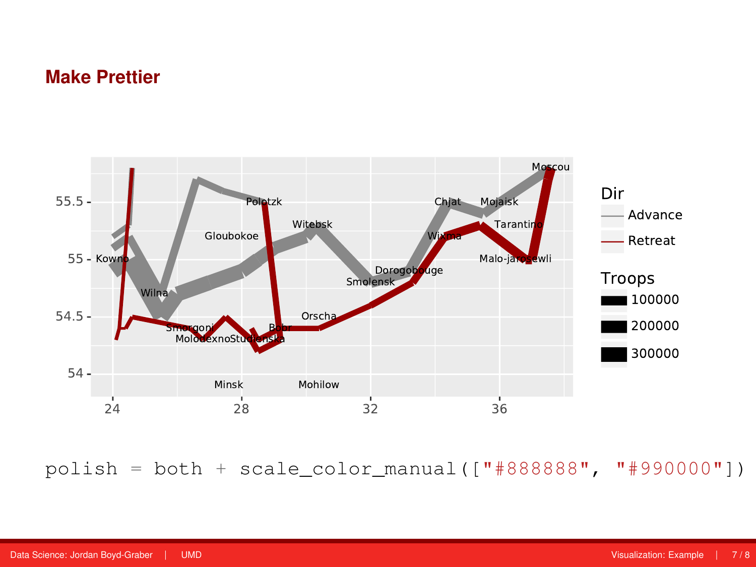## Make Prettier

```
polish = both + scale_color_manual(["#888888", "#990000"])
```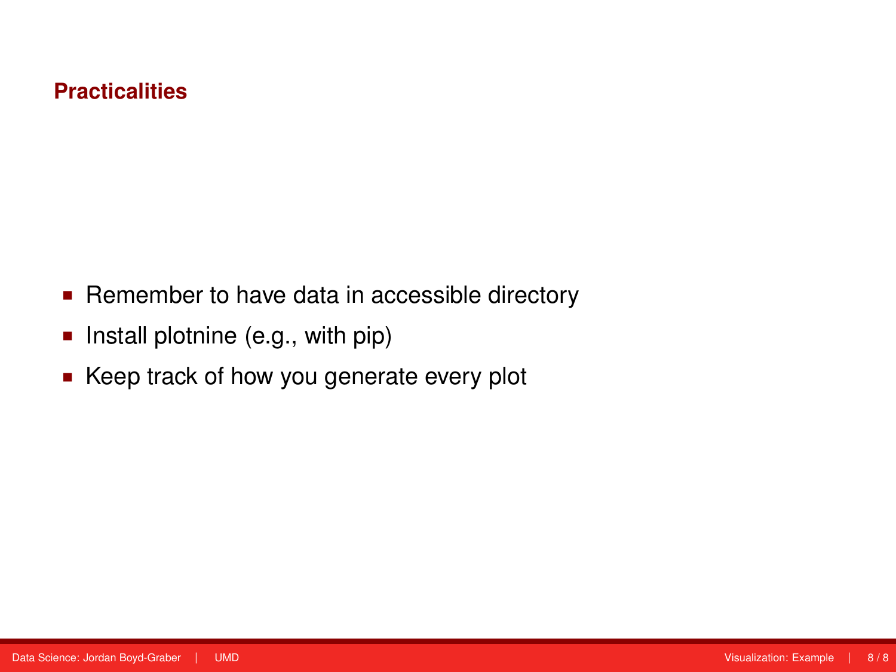## Practicalities

- Remember to have data in accessible directory
- Install plotnine (e.g., with pip)
- Keep track of how you generate every plot